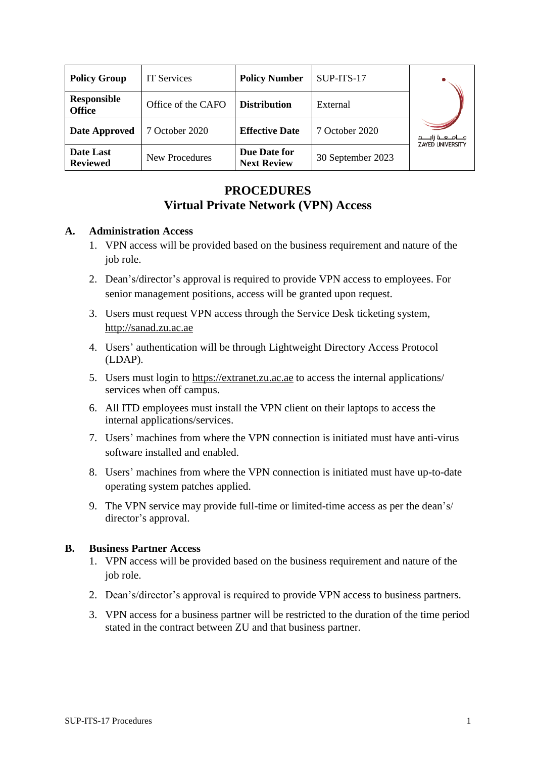| Policy Group | IT Services | Policy Number | SUP-ITS-17 |
|---|---|---|---|
| Responsible Office | Office of the CAFO | Distribution | External |
| Date Approved | 7 October 2020 | Effective Date | 7 October 2020 |
| Date Last Reviewed | New Procedures | Due Date for Next Review | 30 September 2023 |

# PROCEDURES
# Virtual Private Network (VPN) Access

## A. Administration Access

1. VPN access will be provided based on the business requirement and nature of the job role.
2. Dean's/director's approval is required to provide VPN access to employees. For senior management positions, access will be granted upon request.
3. Users must request VPN access through the Service Desk ticketing system, http://sanad.zu.ac.ae
4. Users' authentication will be through Lightweight Directory Access Protocol (LDAP).
5. Users must login to https://extranet.zu.ac.ae to access the internal applications/ services when off campus.
6. All ITD employees must install the VPN client on their laptops to access the internal applications/services.
7. Users' machines from where the VPN connection is initiated must have anti-virus software installed and enabled.
8. Users' machines from where the VPN connection is initiated must have up-to-date operating system patches applied.
9. The VPN service may provide full-time or limited-time access as per the dean's/ director's approval.

## B. Business Partner Access

1. VPN access will be provided based on the business requirement and nature of the job role.
2. Dean's/director's approval is required to provide VPN access to business partners.
3. VPN access for a business partner will be restricted to the duration of the time period stated in the contract between ZU and that business partner.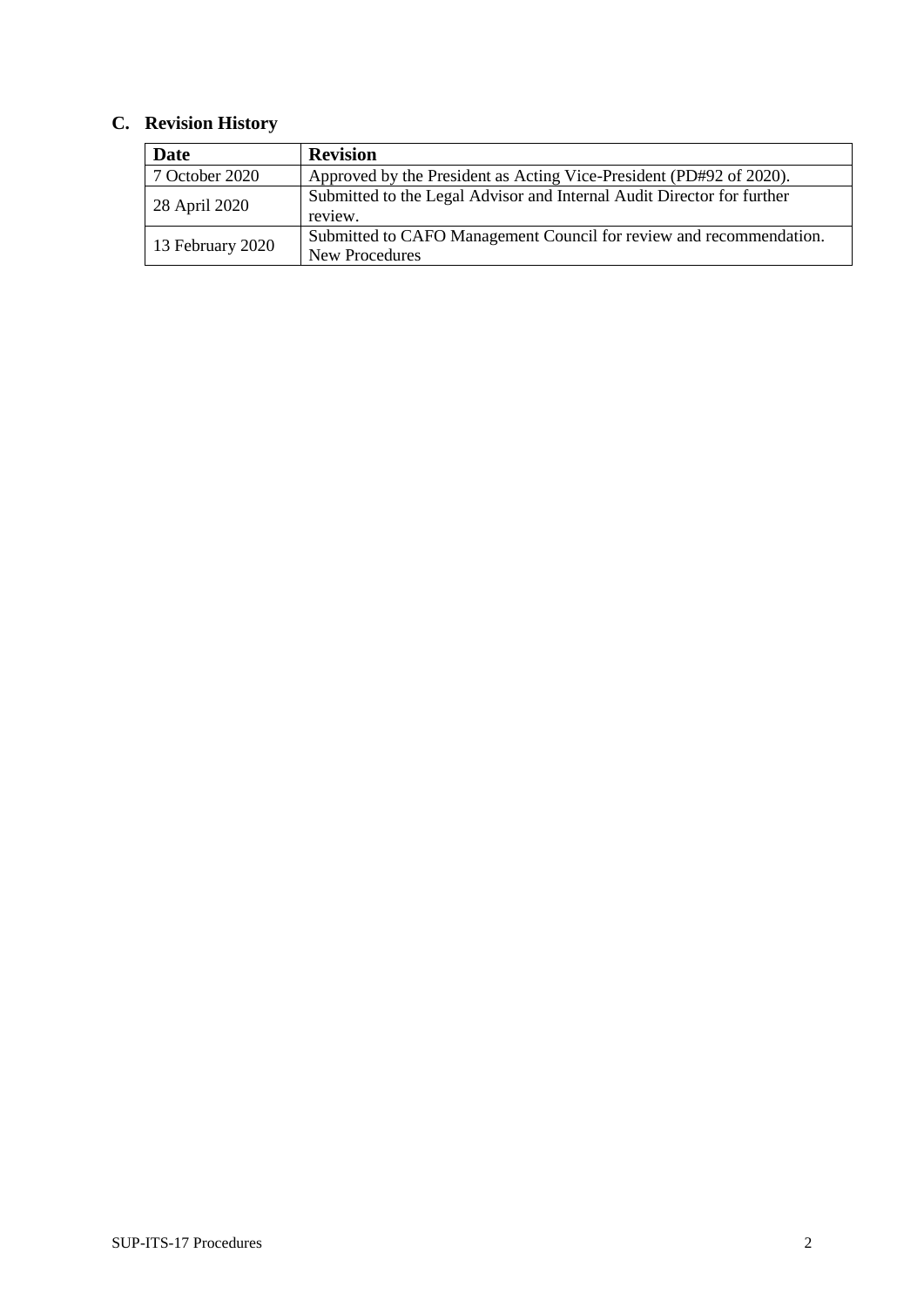## C. Revision History

| Date | Revision |
|---|---|
| 7 October 2020 | Approved by the President as Acting Vice-President (PD#92 of 2020). |
| 28 April 2020 | Submitted to the Legal Advisor and Internal Audit Director for further review. |
| 13 February 2020 | Submitted to CAFO Management Council for review and recommendation. New Procedures |